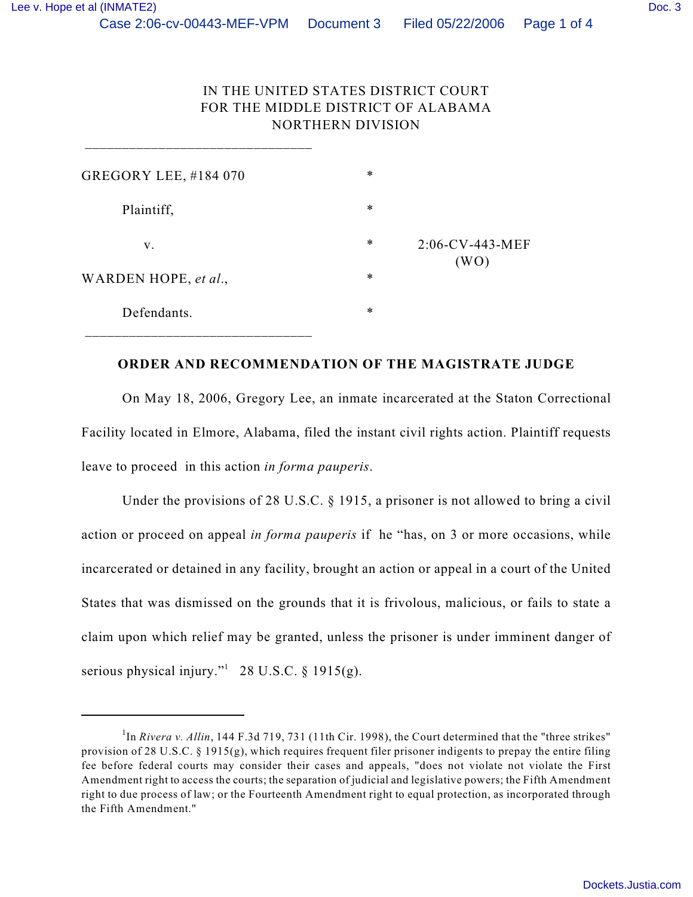IN THE UNITED STATES DISTRICT COURT
FOR THE MIDDLE DISTRICT OF ALABAMA
NORTHERN DIVISION

_______________________________

| | | |
|---|---|---|
| GREGORY LEE, #184 070 | * | |
| Plaintiff, | * | |
| v. | * | 2:06-CV-443-MEF (WO) |
| WARDEN HOPE, *et al*., | * | |
| Defendants. | * | |

_______________________________

**ORDER AND RECOMMENDATION OF THE MAGISTRATE JUDGE**

On May 18, 2006, Gregory Lee, an inmate incarcerated at the Staton Correctional Facility located in Elmore, Alabama, filed the instant civil rights action. Plaintiff requests leave to proceed in this action *in forma pauperis*.

Under the provisions of 28 U.S.C. § 1915, a prisoner is not allowed to bring a civil action or proceed on appeal *in forma pauperis* if he "has, on 3 or more occasions, while incarcerated or detained in any facility, brought an action or appeal in a court of the United States that was dismissed on the grounds that it is frivolous, malicious, or fails to state a claim upon which relief may be granted, unless the prisoner is under imminent danger of serious physical injury."[1] 28 U.S.C. § 1915(g).

---

[1]In *Rivera v. Allin*, 144 F.3d 719, 731 (11th Cir. 1998), the Court determined that the "three strikes" provision of 28 U.S.C. § 1915(g), which requires frequent filer prisoner indigents to prepay the entire filing fee before federal courts may consider their cases and appeals, "does not violate not violate the First Amendment right to access the courts; the separation of judicial and legislative powers; the Fifth Amendment right to due process of law; or the Fourteenth Amendment right to equal protection, as incorporated through the Fifth Amendment."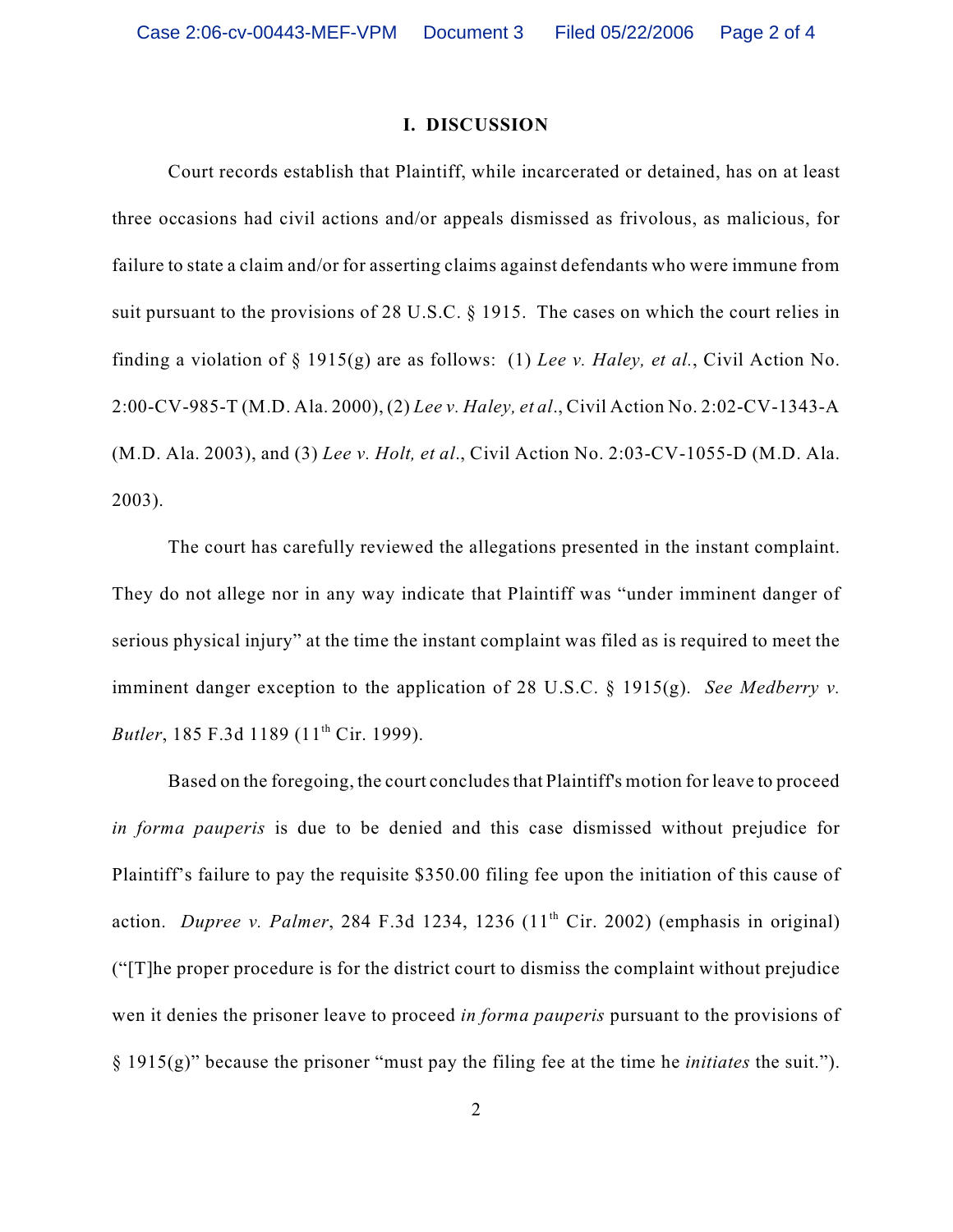## I. DISCUSSION

Court records establish that Plaintiff, while incarcerated or detained, has on at least three occasions had civil actions and/or appeals dismissed as frivolous, as malicious, for failure to state a claim and/or for asserting claims against defendants who were immune from suit pursuant to the provisions of 28 U.S.C. § 1915. The cases on which the court relies in finding a violation of § 1915(g) are as follows: (1) *Lee v. Haley, et al.*, Civil Action No. 2:00-CV-985-T (M.D. Ala. 2000), (2) *Lee v. Haley, et al.*, Civil Action No. 2:02-CV-1343-A (M.D. Ala. 2003), and (3) *Lee v. Holt, et al.*, Civil Action No. 2:03-CV-1055-D (M.D. Ala. 2003).

The court has carefully reviewed the allegations presented in the instant complaint. They do not allege nor in any way indicate that Plaintiff was "under imminent danger of serious physical injury" at the time the instant complaint was filed as is required to meet the imminent danger exception to the application of 28 U.S.C. § 1915(g). *See Medberry v. Butler*, 185 F.3d 1189 (11th Cir. 1999).

Based on the foregoing, the court concludes that Plaintiff's motion for leave to proceed *in forma pauperis* is due to be denied and this case dismissed without prejudice for Plaintiff's failure to pay the requisite $350.00 filing fee upon the initiation of this cause of action. *Dupree v. Palmer*, 284 F.3d 1234, 1236 (11th Cir. 2002) (emphasis in original) ("[T]he proper procedure is for the district court to dismiss the complaint without prejudice wen it denies the prisoner leave to proceed *in forma pauperis* pursuant to the provisions of § 1915(g)" because the prisoner "must pay the filing fee at the time he *initiates* the suit.").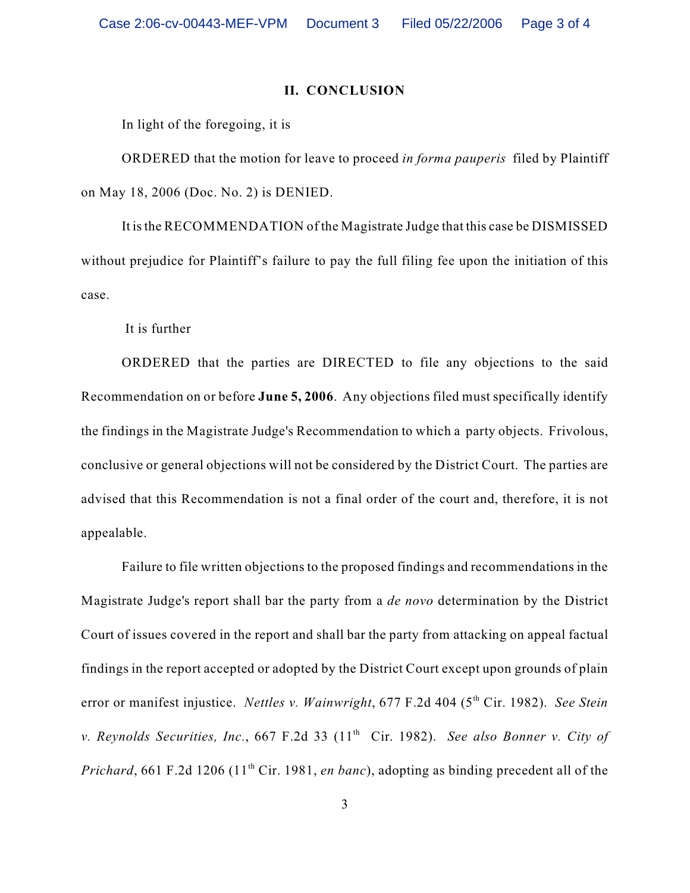## II. CONCLUSION

In light of the foregoing, it is

ORDERED that the motion for leave to proceed *in forma pauperis* filed by Plaintiff on May 18, 2006 (Doc. No. 2) is DENIED.

It is the RECOMMENDATION of the Magistrate Judge that this case be DISMISSED without prejudice for Plaintiff's failure to pay the full filing fee upon the initiation of this case.

It is further

ORDERED that the parties are DIRECTED to file any objections to the said Recommendation on or before **June 5, 2006**. Any objections filed must specifically identify the findings in the Magistrate Judge's Recommendation to which a party objects. Frivolous, conclusive or general objections will not be considered by the District Court. The parties are advised that this Recommendation is not a final order of the court and, therefore, it is not appealable.

Failure to file written objections to the proposed findings and recommendations in the Magistrate Judge's report shall bar the party from a *de novo* determination by the District Court of issues covered in the report and shall bar the party from attacking on appeal factual findings in the report accepted or adopted by the District Court except upon grounds of plain error or manifest injustice. *Nettles v. Wainwright*, 677 F.2d 404 (5th Cir. 1982). *See Stein v. Reynolds Securities, Inc.*, 667 F.2d 33 (11th Cir. 1982). *See also Bonner v. City of Prichard*, 661 F.2d 1206 (11th Cir. 1981, *en banc*), adopting as binding precedent all of the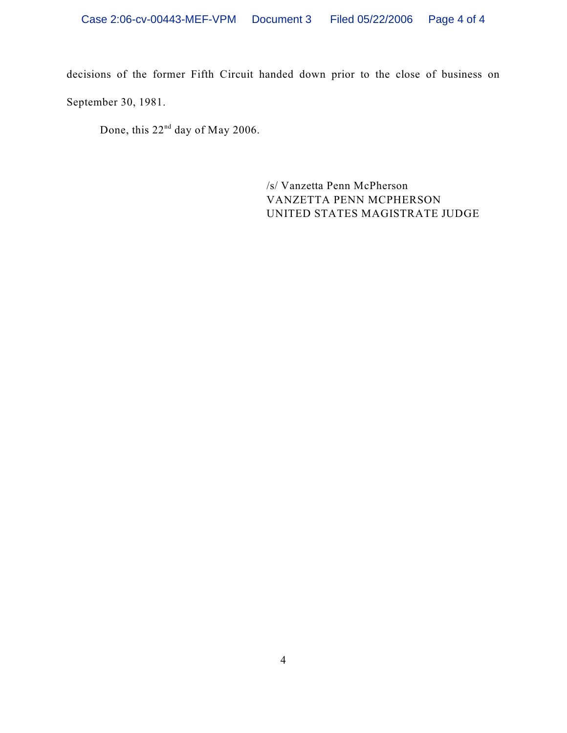decisions of the former Fifth Circuit handed down prior to the close of business on September 30, 1981.

Done, this 22nd day of May 2006.

/s/ Vanzetta Penn McPherson
VANZETTA PENN MCPHERSON
UNITED STATES MAGISTRATE JUDGE